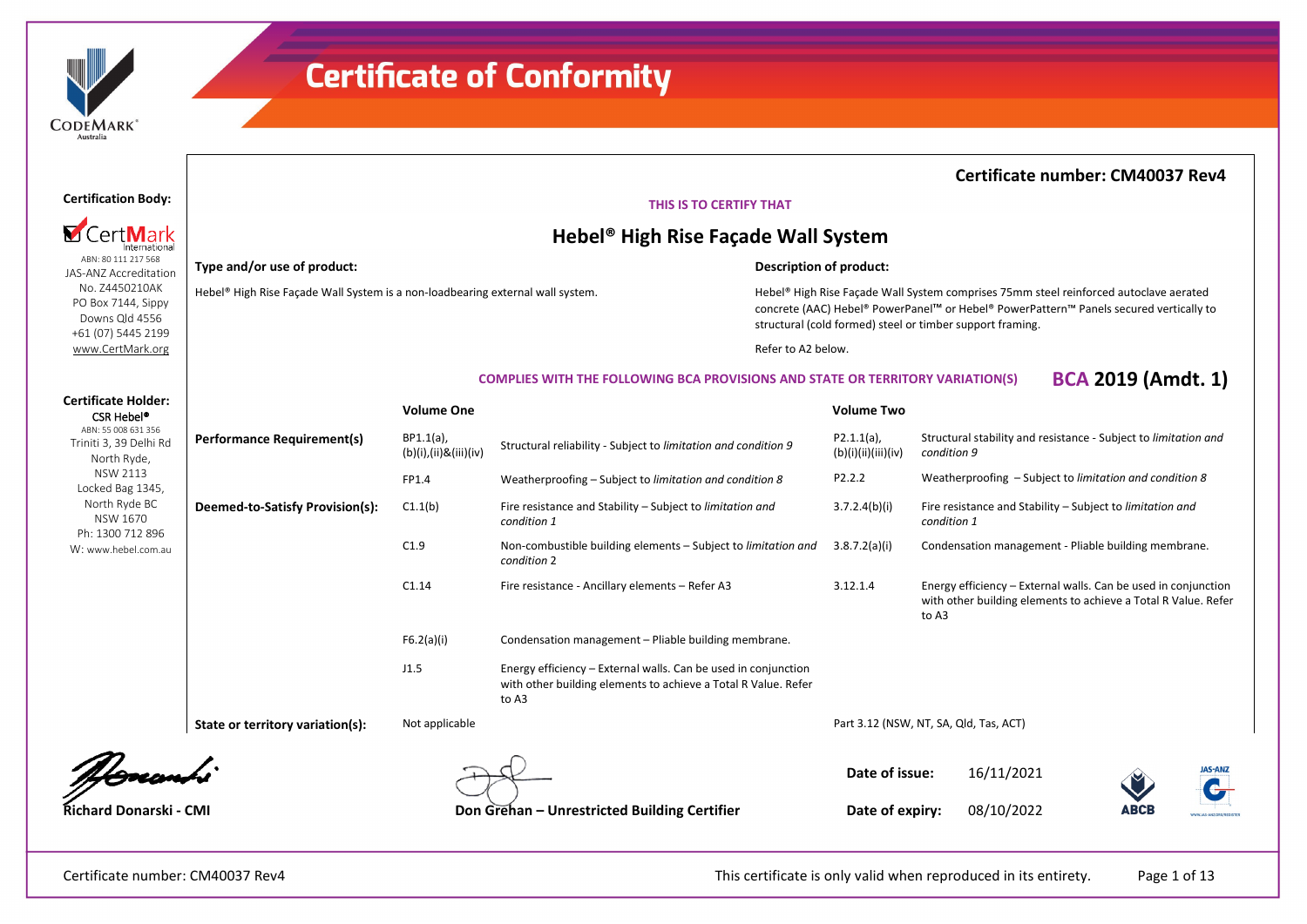# Certificate of Conformity

**Certificate number: CM40037 Rev4**

**Certification Body:**

CertMark International
ABN: 80 111 217 568
JAS-ANZ Accreditation No. Z4450210AK
PO Box 7144, Sippy Downs Qld 4556
+61 (07) 5445 2199
www.CertMark.org

**Certificate Holder:**

CSR Hebel®
ABN: 55 008 631 356
Triniti 3, 39 Delhi Rd
North Ryde, NSW 2113
Locked Bag 1345, North Ryde BC
NSW 1670
Ph: 1300 712 896
W: www.hebel.com.au

THIS IS TO CERTIFY THAT

## Hebel® High Rise Façade Wall System

**Type and/or use of product:**

Hebel® High Rise Façade Wall System is a non-loadbearing external wall system.

**Description of product:**

Hebel® High Rise Façade Wall System comprises 75mm steel reinforced autoclave aerated concrete (AAC) Hebel® PowerPanel™ or Hebel® PowerPattern™ Panels secured vertically to structural (cold formed) steel or timber support framing.

Refer to A2 below.

COMPLIES WITH THE FOLLOWING BCA PROVISIONS AND STATE OR TERRITORY VARIATION(S) **BCA 2019 (Amdt. 1)**

| | Volume One | | Volume Two | |
|---|---|---|---|---|
| **Performance Requirement(s)** | BP1.1(a), (b)(i),(ii)&(iii)(iv) | Structural reliability - Subject to *limitation and condition 9* | P2.1.1(a), (b)(i)(ii)(iii)(iv) | Structural stability and resistance - Subject to *limitation and condition 9* |
| | FP1.4 | Weatherproofing – Subject to *limitation and condition 8* | P2.2.2 | Weatherproofing – Subject to *limitation and condition 8* |
| **Deemed-to-Satisfy Provision(s):** | C1.1(b) | Fire resistance and Stability – Subject to *limitation and condition 1* | 3.7.2.4(b)(i) | Fire resistance and Stability – Subject to *limitation and condition 1* |
| | C1.9 | Non-combustible building elements – Subject to *limitation and condition 2* | 3.8.7.2(a)(i) | Condensation management - Pliable building membrane. |
| | C1.14 | Fire resistance - Ancillary elements – Refer A3 | 3.12.1.4 | Energy efficiency – External walls. Can be used in conjunction with other building elements to achieve a Total R Value. Refer to A3 |
| | F6.2(a)(i) | Condensation management – Pliable building membrane. | | |
| | J1.5 | Energy efficiency – External walls. Can be used in conjunction with other building elements to achieve a Total R Value. Refer to A3 | | |
| **State or territory variation(s):** | Not applicable | | Part 3.12 (NSW, NT, SA, Qld, Tas, ACT) | |

**Richard Donarski - CMI**

**Don Grehan – Unrestricted Building Certifier**

**Date of issue:** 16/11/2021

**Date of expiry:** 08/10/2022

This certificate is only valid when reproduced in its entirety.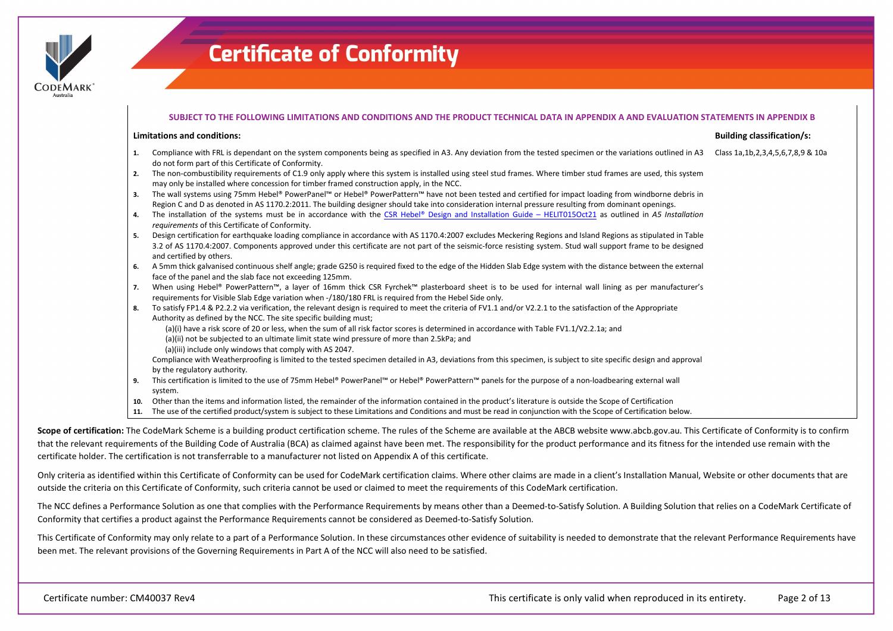# Certificate of Conformity

**SUBJECT TO THE FOLLOWING LIMITATIONS AND CONDITIONS AND THE PRODUCT TECHNICAL DATA IN APPENDIX A AND EVALUATION STATEMENTS IN APPENDIX B**

| Limitations and conditions: | Building classification/s: |
|---|---|
| 1. Compliance with FRL is dependant on the system components being as specified in A3. Any deviation from the tested specimen or the variations outlined in A3 do not form part of this Certificate of Conformity. | Class 1a,1b,2,3,4,5,6,7,8,9 & 10a |

**Limitations and conditions:**

1. Compliance with FRL is dependant on the system components being as specified in A3. Any deviation from the tested specimen or the variations outlined in A3 do not form part of this Certificate of Conformity.
2. The non-combustibility requirements of C1.9 only apply where this system is installed using steel stud frames. Where timber stud frames are used, this system may only be installed where concession for timber framed construction apply, in the NCC.
3. The wall systems using 75mm Hebel® PowerPanel™ or Hebel® PowerPattern™ have not been tested and certified for impact loading from windborne debris in Region C and D as denoted in AS 1170.2:2011. The building designer should take into consideration internal pressure resulting from dominant openings.
4. The installation of the systems must be in accordance with the CSR Hebel® Design and Installation Guide – HELIT015Oct21 as outlined in *A5 Installation requirements* of this Certificate of Conformity.
5. Design certification for earthquake loading compliance in accordance with AS 1170.4:2007 excludes Meckering Regions and Island Regions as stipulated in Table 3.2 of AS 1170.4:2007. Components approved under this certificate are not part of the seismic-force resisting system. Stud wall support frame to be designed and certified by others.
6. A 5mm thick galvanised continuous shelf angle; grade G250 is required fixed to the edge of the Hidden Slab Edge system with the distance between the external face of the panel and the slab face not exceeding 125mm.
7. When using Hebel® PowerPattern™, a layer of 16mm thick CSR Fyrchek™ plasterboard sheet is to be used for internal wall lining as per manufacturer's requirements for Visible Slab Edge variation when -/180/180 FRL is required from the Hebel Side only.
8. To satisfy FP1.4 & P2.2.2 via verification, the relevant design is required to meet the criteria of FV1.1 and/or V2.2.1 to the satisfaction of the Appropriate Authority as defined by the NCC. The site specific building must;
   (a)(i) have a risk score of 20 or less, when the sum of all risk factor scores is determined in accordance with Table FV1.1/V2.2.1a; and
   (a)(ii) not be subjected to an ultimate limit state wind pressure of more than 2.5kPa; and
   (a)(iii) include only windows that comply with AS 2047.
   Compliance with Weatherproofing is limited to the tested specimen detailed in A3, deviations from this specimen, is subject to site specific design and approval by the regulatory authority.
9. This certification is limited to the use of 75mm Hebel® PowerPanel™ or Hebel® PowerPattern™ panels for the purpose of a non-loadbearing external wall system.
10. Other than the items and information listed, the remainder of the information contained in the product's literature is outside the Scope of Certification
11. The use of the certified product/system is subject to these Limitations and Conditions and must be read in conjunction with the Scope of Certification below.

**Building classification/s:** Class 1a,1b,2,3,4,5,6,7,8,9 & 10a

**Scope of certification:** The CodeMark Scheme is a building product certification scheme. The rules of the Scheme are available at the ABCB website www.abcb.gov.au. This Certificate of Conformity is to confirm that the relevant requirements of the Building Code of Australia (BCA) as claimed against have been met. The responsibility for the product performance and its fitness for the intended use remain with the certificate holder. The certification is not transferrable to a manufacturer not listed on Appendix A of this certificate.

Only criteria as identified within this Certificate of Conformity can be used for CodeMark certification claims. Where other claims are made in a client's Installation Manual, Website or other documents that are outside the criteria on this Certificate of Conformity, such criteria cannot be used or claimed to meet the requirements of this CodeMark certification.

The NCC defines a Performance Solution as one that complies with the Performance Requirements by means other than a Deemed-to-Satisfy Solution. A Building Solution that relies on a CodeMark Certificate of Conformity that certifies a product against the Performance Requirements cannot be considered as Deemed-to-Satisfy Solution.

This Certificate of Conformity may only relate to a part of a Performance Solution. In these circumstances other evidence of suitability is needed to demonstrate that the relevant Performance Requirements have been met. The relevant provisions of the Governing Requirements in Part A of the NCC will also need to be satisfied.

Certificate number: CM40037 Rev4

This certificate is only valid when reproduced in its entirety.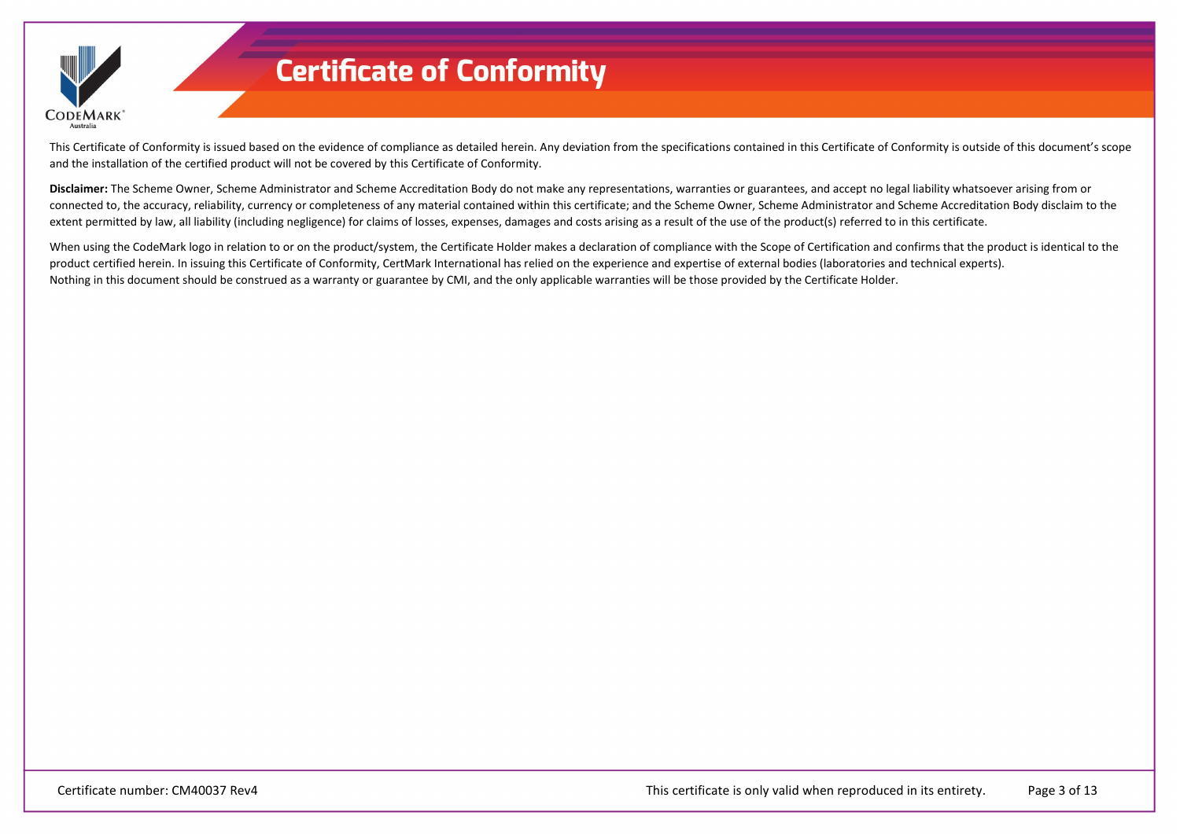# Certificate of Conformity

This Certificate of Conformity is issued based on the evidence of compliance as detailed herein. Any deviation from the specifications contained in this Certificate of Conformity is outside of this document's scope and the installation of the certified product will not be covered by this Certificate of Conformity.

**Disclaimer:** The Scheme Owner, Scheme Administrator and Scheme Accreditation Body do not make any representations, warranties or guarantees, and accept no legal liability whatsoever arising from or connected to, the accuracy, reliability, currency or completeness of any material contained within this certificate; and the Scheme Owner, Scheme Administrator and Scheme Accreditation Body disclaim to the extent permitted by law, all liability (including negligence) for claims of losses, expenses, damages and costs arising as a result of the use of the product(s) referred to in this certificate.

When using the CodeMark logo in relation to or on the product/system, the Certificate Holder makes a declaration of compliance with the Scope of Certification and confirms that the product is identical to the product certified herein. In issuing this Certificate of Conformity, CertMark International has relied on the experience and expertise of external bodies (laboratories and technical experts).
Nothing in this document should be construed as a warranty or guarantee by CMI, and the only applicable warranties will be those provided by the Certificate Holder.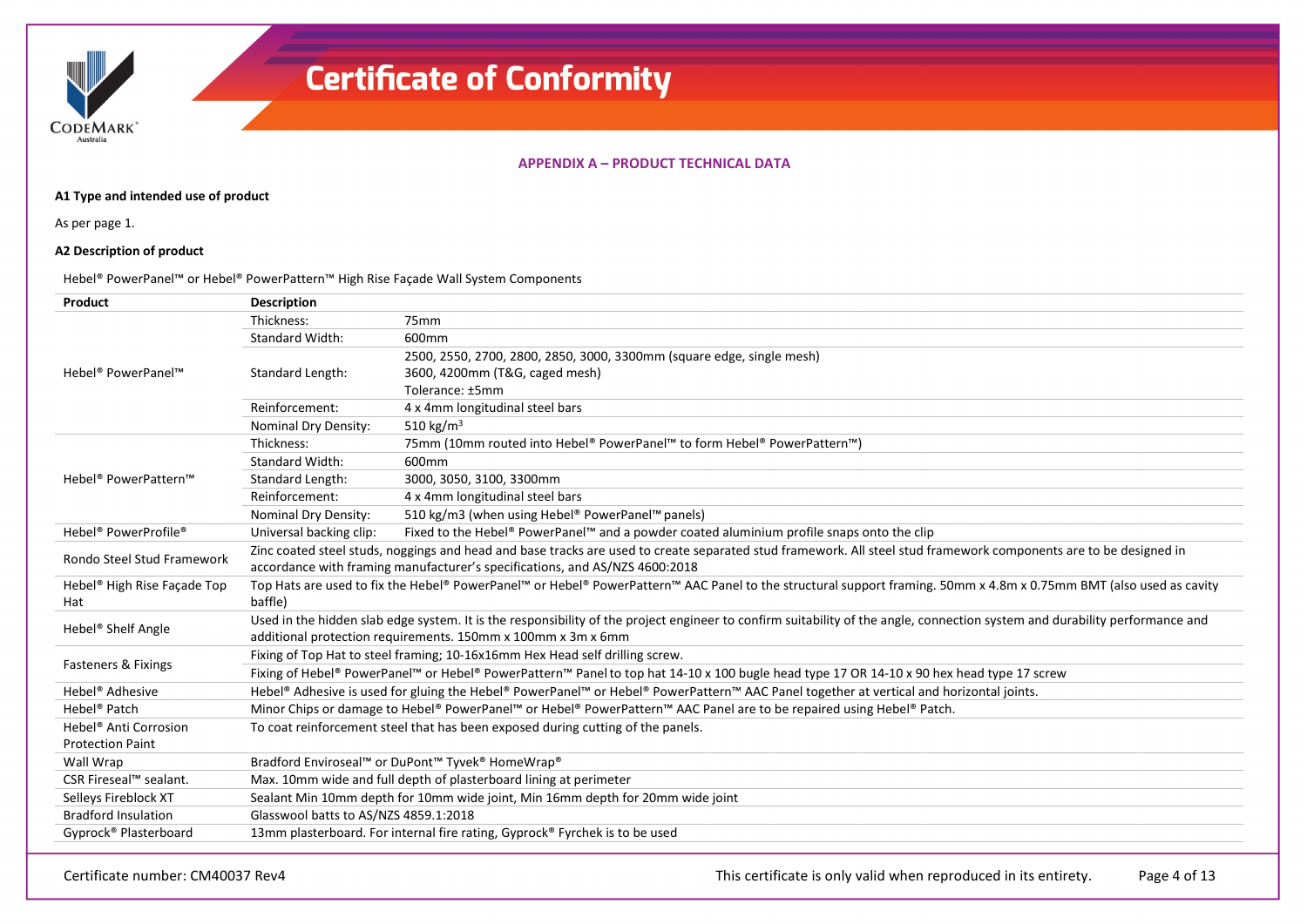## APPENDIX A – PRODUCT TECHNICAL DATA

**A1 Type and intended use of product**

As per page 1.

**A2 Description of product**

Hebel® PowerPanel™ or Hebel® PowerPattern™ High Rise Façade Wall System Components

| Product | Description | |
|---|---|---|
| Hebel® PowerPanel™ | Thickness: | 75mm |
| | Standard Width: | 600mm |
| | Standard Length: | 2500, 2550, 2700, 2800, 2850, 3000, 3300mm (square edge, single mesh)<br>3600, 4200mm (T&G, caged mesh)<br>Tolerance: ±5mm |
| | Reinforcement: | 4 x 4mm longitudinal steel bars |
| | Nominal Dry Density: | 510 kg/m$^3$ |
| Hebel® PowerPattern™ | Thickness: | 75mm (10mm routed into Hebel® PowerPanel™ to form Hebel® PowerPattern™) |
| | Standard Width: | 600mm |
| | Standard Length: | 3000, 3050, 3100, 3300mm |
| | Reinforcement: | 4 x 4mm longitudinal steel bars |
| | Nominal Dry Density: | 510 kg/m3 (when using Hebel® PowerPanel™ panels) |
| Hebel® PowerProfile® | Universal backing clip: | Fixed to the Hebel® PowerPanel™ and a powder coated aluminium profile snaps onto the clip |
| Rondo Steel Stud Framework | Zinc coated steel studs, noggings and head and base tracks are used to create separated stud framework. All steel stud framework components are to be designed in accordance with framing manufacturer's specifications, and AS/NZS 4600:2018 | |
| Hebel® High Rise Façade Top Hat | Top Hats are used to fix the Hebel® PowerPanel™ or Hebel® PowerPattern™ AAC Panel to the structural support framing. 50mm x 4.8m x 0.75mm BMT (also used as cavity baffle) | |
| Hebel® Shelf Angle | Used in the hidden slab edge system. It is the responsibility of the project engineer to confirm suitability of the angle, connection system and durability performance and additional protection requirements. 150mm x 100mm x 3m x 6mm | |
| Fasteners & Fixings | Fixing of Top Hat to steel framing; 10-16x16mm Hex Head self drilling screw. | |
| | Fixing of Hebel® PowerPanel™ or Hebel® PowerPattern™ Panel to top hat 14-10 x 100 bugle head type 17 OR 14-10 x 90 hex head type 17 screw | |
| Hebel® Adhesive | Hebel® Adhesive is used for gluing the Hebel® PowerPanel™ or Hebel® PowerPattern™ AAC Panel together at vertical and horizontal joints. | |
| Hebel® Patch | Minor Chips or damage to Hebel® PowerPanel™ or Hebel® PowerPattern™ AAC Panel are to be repaired using Hebel® Patch. | |
| Hebel® Anti Corrosion Protection Paint | To coat reinforcement steel that has been exposed during cutting of the panels. | |
| Wall Wrap | Bradford Enviroseal™ or DuPont™ Tyvek® HomeWrap® | |
| CSR Fireseal™ sealant. | Max. 10mm wide and full depth of plasterboard lining at perimeter | |
| Selleys Fireblock XT | Sealant Min 10mm depth for 10mm wide joint, Min 16mm depth for 20mm wide joint | |
| Bradford Insulation | Glasswool batts to AS/NZS 4859.1:2018 | |
| Gyprock® Plasterboard | 13mm plasterboard. For internal fire rating, Gyprock® Fyrchek is to be used | |

Certificate number: CM40037 Rev4 This certificate is only valid when reproduced in its entirety.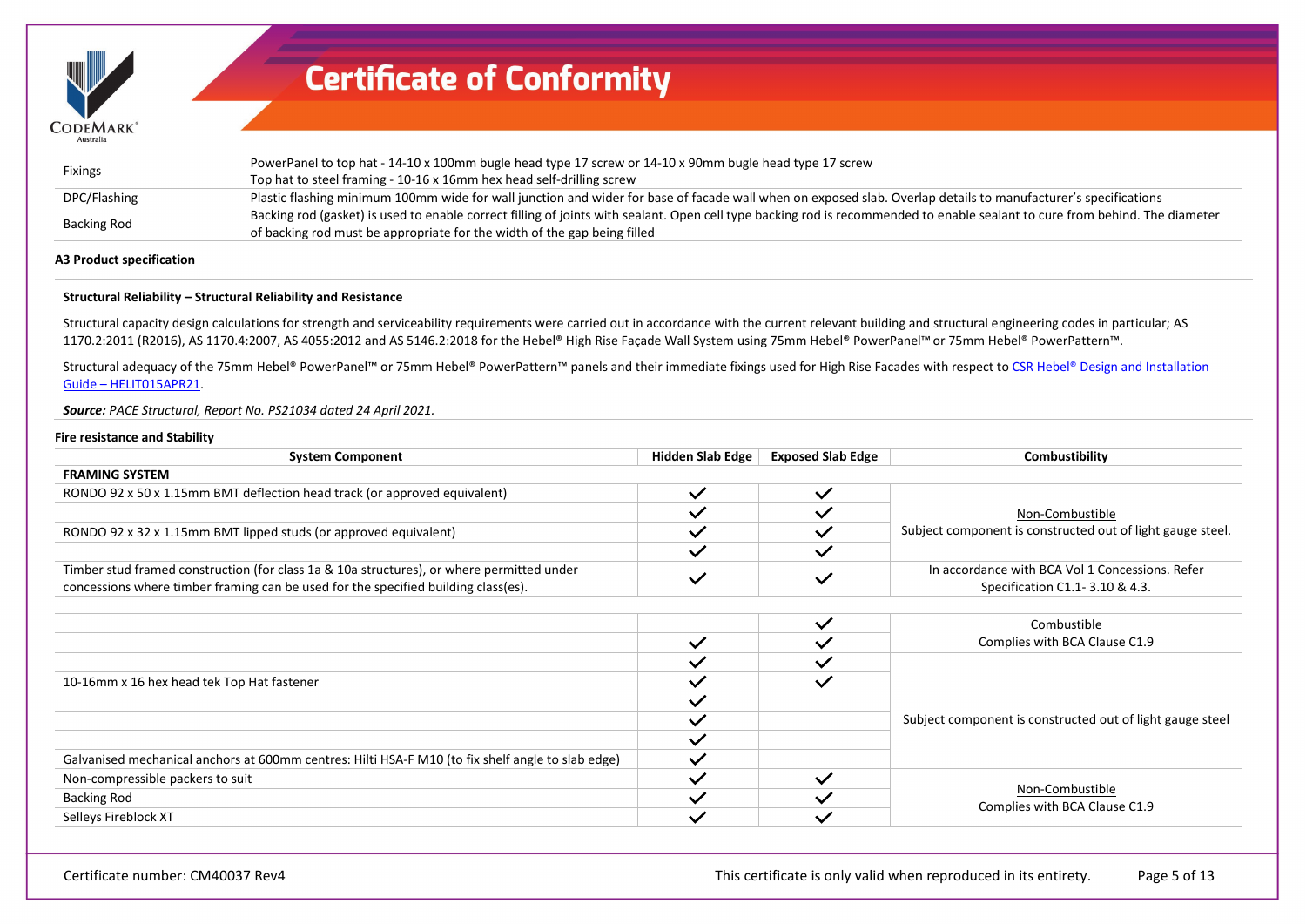| Fixings | PowerPanel to top hat - 14-10 x 100mm bugle head type 17 screw or 14-10 x 90mm bugle head type 17 screw<br>Top hat to steel framing - 10-16 x 16mm hex head self-drilling screw |
|---|---|
| DPC/Flashing | Plastic flashing minimum 100mm wide for wall junction and wider for base of facade wall when on exposed slab. Overlap details to manufacturer's specifications |
| Backing Rod | Backing rod (gasket) is used to enable correct filling of joints with sealant. Open cell type backing rod is recommended to enable sealant to cure from behind. The diameter of backing rod must be appropriate for the width of the gap being filled |

**A3 Product specification**

**Structural Reliability – Structural Reliability and Resistance**

Structural capacity design calculations for strength and serviceability requirements were carried out in accordance with the current relevant building and structural engineering codes in particular; AS 1170.2:2011 (R2016), AS 1170.4:2007, AS 4055:2012 and AS 5146.2:2018 for the Hebel® High Rise Façade Wall System using 75mm Hebel® PowerPanel™ or 75mm Hebel® PowerPattern™.

Structural adequacy of the 75mm Hebel® PowerPanel™ or 75mm Hebel® PowerPattern™ panels and their immediate fixings used for High Rise Facades with respect to CSR Hebel® Design and Installation Guide – HELIT015APR21.

***Source:*** *PACE Structural, Report No. PS21034 dated 24 April 2021.*

**Fire resistance and Stability**

| System Component | Hidden Slab Edge | Exposed Slab Edge | Combustibility |
|---|---|---|---|
| **FRAMING SYSTEM** | | | |
| RONDO 92 x 50 x 1.15mm BMT deflection head track (or approved equivalent) | ✓ | ✓ | |
| | ✓ | ✓ | Non-Combustible<br>Subject component is constructed out of light gauge steel. |
| RONDO 92 x 32 x 1.15mm BMT lipped studs (or approved equivalent) | ✓ | ✓ | |
| | ✓ | ✓ | |
| Timber stud framed construction (for class 1a & 10a structures), or where permitted under concessions where timber framing can be used for the specified building class(es). | ✓ | ✓ | In accordance with BCA Vol 1 Concessions. Refer Specification C1.1- 3.10 & 4.3. |
| | | | |
| | | ✓ | Combustible<br>Complies with BCA Clause C1.9 |
| | ✓ | ✓ | |
| | ✓ | ✓ | |
| 10-16mm x 16 hex head tek Top Hat fastener | ✓ | ✓ | |
| | ✓ | | Subject component is constructed out of light gauge steel |
| | ✓ | | |
| | ✓ | | |
| Galvanised mechanical anchors at 600mm centres: Hilti HSA-F M10 (to fix shelf angle to slab edge) | ✓ | | |
| Non-compressible packers to suit | ✓ | ✓ | Non-Combustible<br>Complies with BCA Clause C1.9 |
| Backing Rod | ✓ | ✓ | |
| Selleys Fireblock XT | ✓ | ✓ | |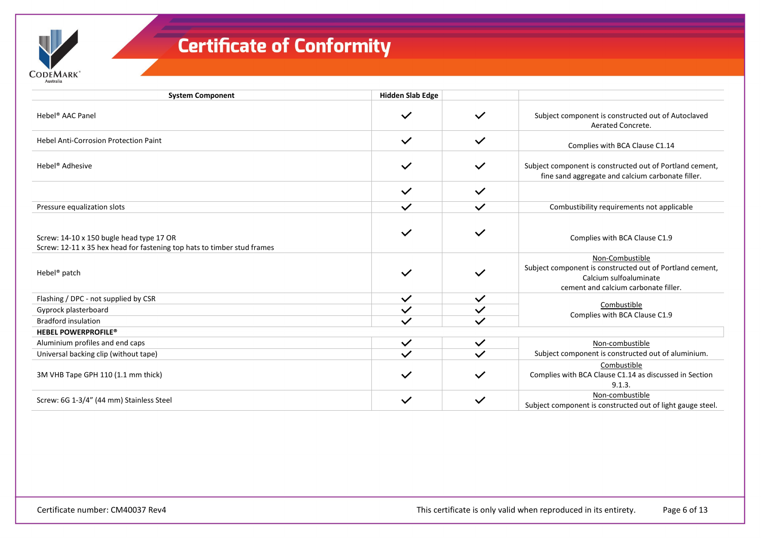# Certificate of Conformity

| System Component | Hidden Slab Edge | | |
|---|---|---|---|
| Hebel® AAC Panel | ✓ | ✓ | Subject component is constructed out of Autoclaved Aerated Concrete. |
| Hebel Anti-Corrosion Protection Paint | ✓ | ✓ | Complies with BCA Clause C1.14 |
| Hebel® Adhesive | ✓ | ✓ | Subject component is constructed out of Portland cement, fine sand aggregate and calcium carbonate filler. |
| | ✓ | ✓ | |
| Pressure equalization slots | ✓ | ✓ | Combustibility requirements not applicable |
| Screw: 14-10 x 150 bugle head type 17 OR<br>Screw: 12-11 x 35 hex head for fastening top hats to timber stud frames | ✓ | ✓ | Complies with BCA Clause C1.9 |
| Hebel® patch | ✓ | ✓ | Non-Combustible<br>Subject component is constructed out of Portland cement, Calcium sulfoaluminate cement and calcium carbonate filler. |
| Flashing / DPC - not supplied by CSR | ✓ | ✓ | Combustible<br>Complies with BCA Clause C1.9 |
| Gyprock plasterboard | ✓ | ✓ | |
| Bradford insulation | ✓ | ✓ | |
| **HEBEL POWERPROFILE®** | | | |
| Aluminium profiles and end caps | ✓ | ✓ | Non-combustible<br>Subject component is constructed out of aluminium. |
| Universal backing clip (without tape) | ✓ | ✓ | |
| 3M VHB Tape GPH 110 (1.1 mm thick) | ✓ | ✓ | Combustible<br>Complies with BCA Clause C1.14 as discussed in Section 9.1.3. |
| Screw: 6G 1-3/4" (44 mm) Stainless Steel | ✓ | ✓ | Non-combustible<br>Subject component is constructed out of light gauge steel. |

Certificate number: CM40037 Rev4

This certificate is only valid when reproduced in its entirety.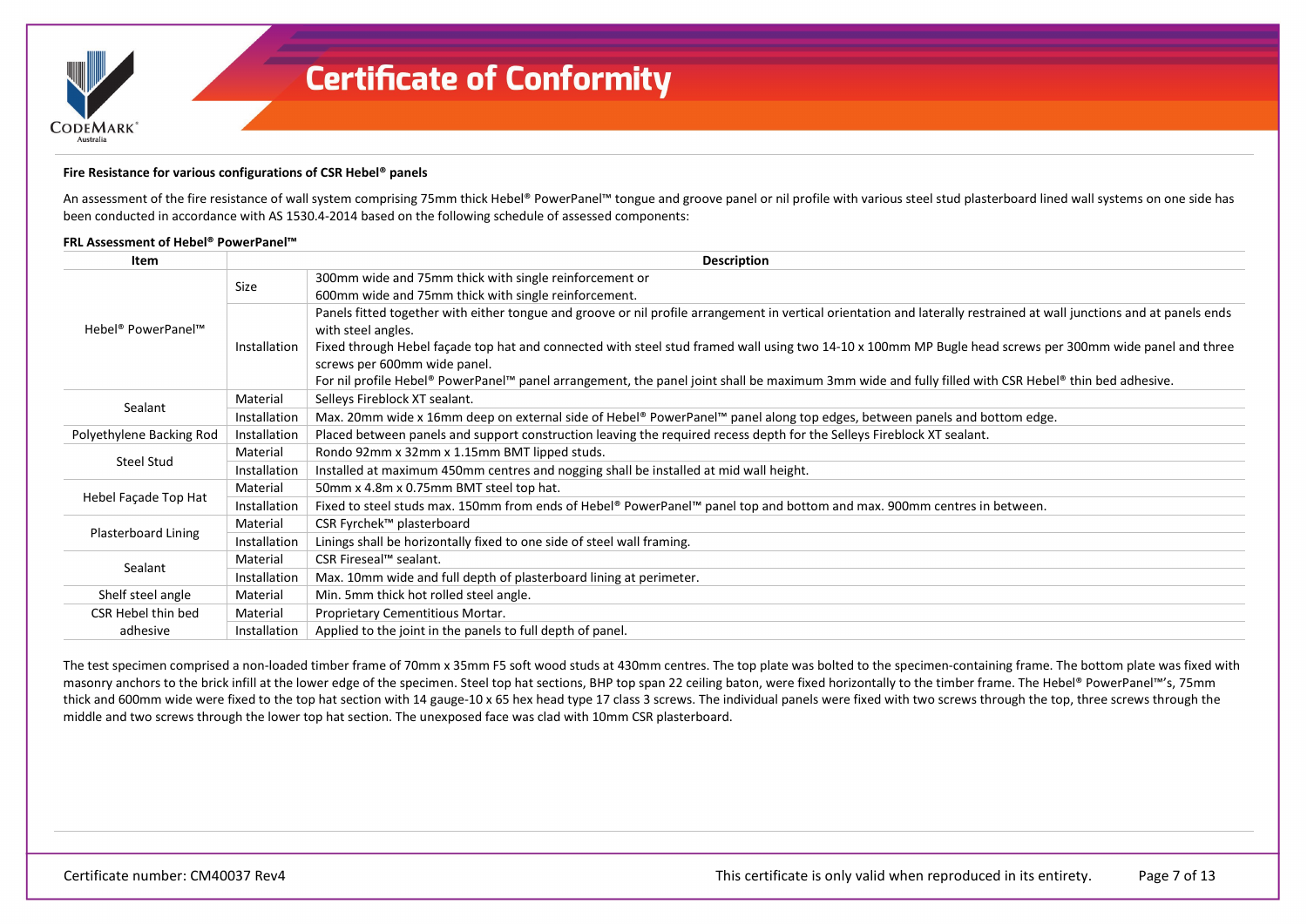**Fire Resistance for various configurations of CSR Hebel® panels**

An assessment of the fire resistance of wall system comprising 75mm thick Hebel® PowerPanel™ tongue and groove panel or nil profile with various steel stud plasterboard lined wall systems on one side has been conducted in accordance with AS 1530.4-2014 based on the following schedule of assessed components:

**FRL Assessment of Hebel® PowerPanel™**

| Item | | Description |
|---|---|---|
| Hebel® PowerPanel™ | Size | 300mm wide and 75mm thick with single reinforcement or 600mm wide and 75mm thick with single reinforcement. |
| | Installation | Panels fitted together with either tongue and groove or nil profile arrangement in vertical orientation and laterally restrained at wall junctions and at panels ends with steel angles. Fixed through Hebel façade top hat and connected with steel stud framed wall using two 14-10 x 100mm MP Bugle head screws per 300mm wide panel and three screws per 600mm wide panel. For nil profile Hebel® PowerPanel™ panel arrangement, the panel joint shall be maximum 3mm wide and fully filled with CSR Hebel® thin bed adhesive. |
| Sealant | Material | Selleys Fireblock XT sealant. |
| | Installation | Max. 20mm wide x 16mm deep on external side of Hebel® PowerPanel™ panel along top edges, between panels and bottom edge. |
| Polyethylene Backing Rod | Installation | Placed between panels and support construction leaving the required recess depth for the Selleys Fireblock XT sealant. |
| Steel Stud | Material | Rondo 92mm x 32mm x 1.15mm BMT lipped studs. |
| | Installation | Installed at maximum 450mm centres and nogging shall be installed at mid wall height. |
| Hebel Façade Top Hat | Material | 50mm x 4.8m x 0.75mm BMT steel top hat. |
| | Installation | Fixed to steel studs max. 150mm from ends of Hebel® PowerPanel™ panel top and bottom and max. 900mm centres in between. |
| Plasterboard Lining | Material | CSR Fyrchek™ plasterboard |
| | Installation | Linings shall be horizontally fixed to one side of steel wall framing. |
| Sealant | Material | CSR Fireseal™ sealant. |
| | Installation | Max. 10mm wide and full depth of plasterboard lining at perimeter. |
| Shelf steel angle | Material | Min. 5mm thick hot rolled steel angle. |
| CSR Hebel thin bed adhesive | Material | Proprietary Cementitious Mortar. |
| | Installation | Applied to the joint in the panels to full depth of panel. |

The test specimen comprised a non-loaded timber frame of 70mm x 35mm F5 soft wood studs at 430mm centres. The top plate was bolted to the specimen-containing frame. The bottom plate was fixed with masonry anchors to the brick infill at the lower edge of the specimen. Steel top hat sections, BHP top span 22 ceiling baton, were fixed horizontally to the timber frame. The Hebel® PowerPanel™'s, 75mm thick and 600mm wide were fixed to the top hat section with 14 gauge-10 x 65 hex head type 17 class 3 screws. The individual panels were fixed with two screws through the top, three screws through the middle and two screws through the lower top hat section. The unexposed face was clad with 10mm CSR plasterboard.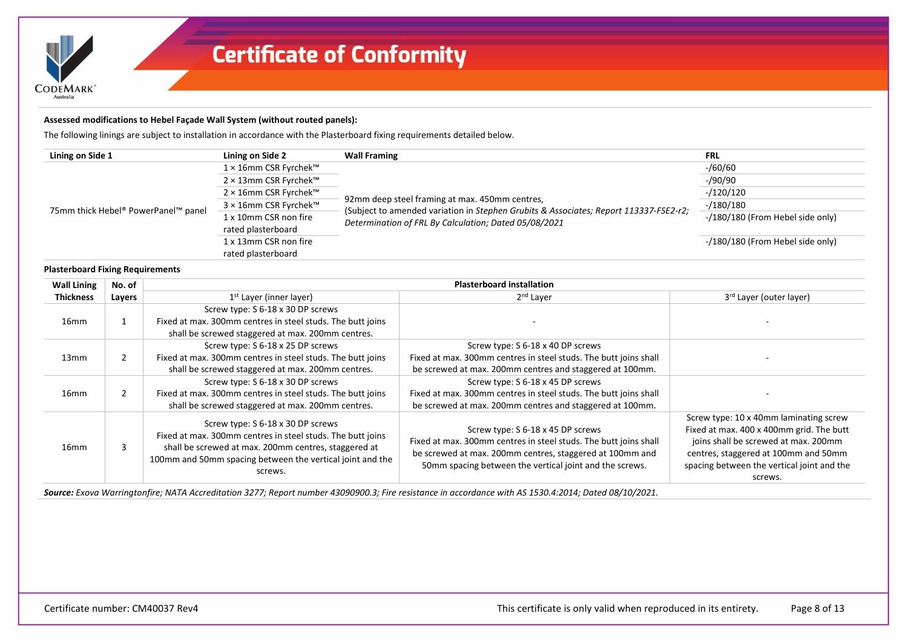**Assessed modifications to Hebel Façade Wall System (without routed panels):**

The following linings are subject to installation in accordance with the Plasterboard fixing requirements detailed below.

| Lining on Side 1 | Lining on Side 2 | Wall Framing | FRL |
|---|---|---|---|
| 75mm thick Hebel® PowerPanel™ panel | 1 × 16mm CSR Fyrchek™ | 92mm deep steel framing at max. 450mm centres, (Subject to amended variation in *Stephen Grubits & Associates; Report 113337-FSE2-r2; Determination of FRL By Calculation; Dated 05/08/2021* | -/60/60 |
| | 2 × 13mm CSR Fyrchek™ | | -/90/90 |
| | 2 × 16mm CSR Fyrchek™ | | -/120/120 |
| | 3 × 16mm CSR Fyrchek™ | | -/180/180 |
| | 1 x 10mm CSR non fire rated plasterboard | | -/180/180 (From Hebel side only) |
| | 1 x 13mm CSR non fire rated plasterboard | | -/180/180 (From Hebel side only) |

**Plasterboard Fixing Requirements**

| Wall Lining Thickness | No. of Layers | Plasterboard installation | | |
|---|---|---|---|---|
| | | 1st Layer (inner layer) | 2nd Layer | 3rd Layer (outer layer) |
| 16mm | 1 | Screw type: S 6-18 x 30 DP screws Fixed at max. 300mm centres in steel studs. The butt joins shall be screwed staggered at max. 200mm centres. | - | - |
| 13mm | 2 | Screw type: S 6-18 x 25 DP screws Fixed at max. 300mm centres in steel studs. The butt joins shall be screwed staggered at max. 200mm centres. | Screw type: S 6-18 x 40 DP screws Fixed at max. 300mm centres in steel studs. The butt joins shall be screwed at max. 200mm centres and staggered at 100mm. | - |
| 16mm | 2 | Screw type: S 6-18 x 30 DP screws Fixed at max. 300mm centres in steel studs. The butt joins shall be screwed staggered at max. 200mm centres. | Screw type: S 6-18 x 45 DP screws Fixed at max. 300mm centres in steel studs. The butt joins shall be screwed at max. 200mm centres and staggered at 100mm. | - |
| 16mm | 3 | Screw type: S 6-18 x 30 DP screws Fixed at max. 300mm centres in steel studs. The butt joins shall be screwed at max. 200mm centres, staggered at 100mm and 50mm spacing between the vertical joint and the screws. | Screw type: S 6-18 x 45 DP screws Fixed at max. 300mm centres in steel studs. The butt joins shall be screwed at max. 200mm centres, staggered at 100mm and 50mm spacing between the vertical joint and the screws. | Screw type: 10 x 40mm laminating screw Fixed at max. 400 x 400mm grid. The butt joins shall be screwed at max. 200mm centres, staggered at 100mm and 50mm spacing between the vertical joint and the screws. |

***Source:*** *Exova Warringtonfire; NATA Accreditation 3277; Report number 43090900.3; Fire resistance in accordance with AS 1530.4:2014; Dated 08/10/2021.*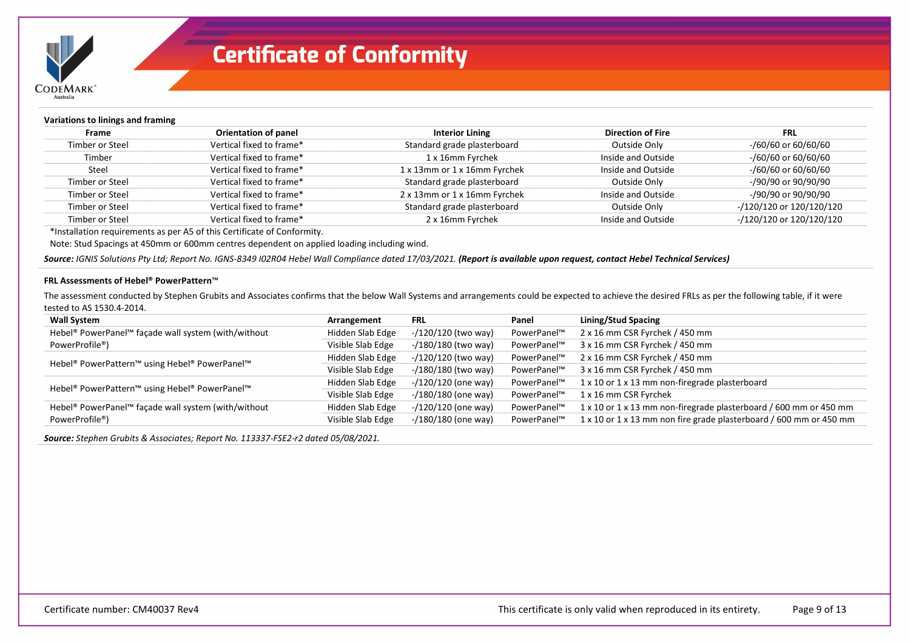# Certificate of Conformity

**Variations to linings and framing**

| Frame | Orientation of panel | Interior Lining | Direction of Fire | FRL |
|---|---|---|---|---|
| Timber or Steel | Vertical fixed to frame* | Standard grade plasterboard | Outside Only | -/60/60 or 60/60/60 |
| Timber | Vertical fixed to frame* | 1 x 16mm Fyrchek | Inside and Outside | -/60/60 or 60/60/60 |
| Steel | Vertical fixed to frame* | 1 x 13mm or 1 x 16mm Fyrchek | Inside and Outside | -/60/60 or 60/60/60 |
| Timber or Steel | Vertical fixed to frame* | Standard grade plasterboard | Outside Only | -/90/90 or 90/90/90 |
| Timber or Steel | Vertical fixed to frame* | 2 x 13mm or 1 x 16mm Fyrchek | Inside and Outside | -/90/90 or 90/90/90 |
| Timber or Steel | Vertical fixed to frame* | Standard grade plasterboard | Outside Only | -/120/120 or 120/120/120 |
| Timber or Steel | Vertical fixed to frame* | 2 x 16mm Fyrchek | Inside and Outside | -/120/120 or 120/120/120 |

*Installation requirements as per A5 of this Certificate of Conformity.

Note: Stud Spacings at 450mm or 600mm centres dependent on applied loading including wind.

***Source:*** *IGNIS Solutions Pty Ltd; Report No. IGNS-8349 I02R04 Hebel Wall Compliance dated 17/03/2021.* ***(Report is available upon request, contact Hebel Technical Services)***

**FRL Assessments of Hebel® PowerPattern™**

The assessment conducted by Stephen Grubits and Associates confirms that the below Wall Systems and arrangements could be expected to achieve the desired FRLs as per the following table, if it were tested to AS 1530.4-2014.

| Wall System | Arrangement | FRL | Panel | Lining/Stud Spacing |
|---|---|---|---|---|
| Hebel® PowerPanel™ façade wall system (with/without PowerProfile®) | Hidden Slab Edge | -/120/120 (two way) | PowerPanel™ | 2 x 16 mm CSR Fyrchek / 450 mm |
| | Visible Slab Edge | -/180/180 (two way) | PowerPanel™ | 3 x 16 mm CSR Fyrchek / 450 mm |
| Hebel® PowerPattern™ using Hebel® PowerPanel™ | Hidden Slab Edge | -/120/120 (two way) | PowerPanel™ | 2 x 16 mm CSR Fyrchek / 450 mm |
| | Visible Slab Edge | -/180/180 (two way) | PowerPanel™ | 3 x 16 mm CSR Fyrchek / 450 mm |
| Hebel® PowerPattern™ using Hebel® PowerPanel™ | Hidden Slab Edge | -/120/120 (one way) | PowerPanel™ | 1 x 10 or 1 x 13 mm non-firegrade plasterboard |
| | Visible Slab Edge | -/180/180 (one way) | PowerPanel™ | 1 x 16 mm CSR Fyrchek |
| Hebel® PowerPanel™ façade wall system (with/without PowerProfile®) | Hidden Slab Edge | -/120/120 (one way) | PowerPanel™ | 1 x 10 or 1 x 13 mm non-firegrade plasterboard / 600 mm or 450 mm |
| | Visible Slab Edge | -/180/180 (one way) | PowerPanel™ | 1 x 10 or 1 x 13 mm non fire grade plasterboard / 600 mm or 450 mm |

***Source:*** *Stephen Grubits & Associates; Report No. 113337-FSE2-r2 dated 05/08/2021.*

Certificate number: CM40037 Rev4

This certificate is only valid when reproduced in its entirety.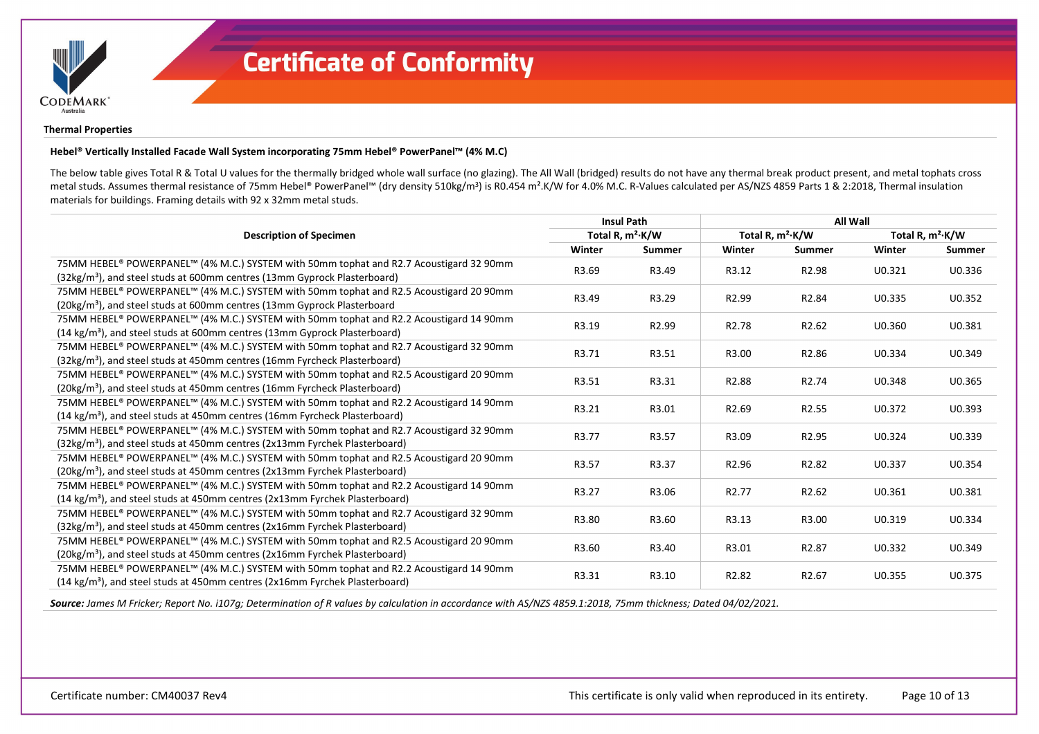# Certificate of Conformity

**Thermal Properties**

**Hebel® Vertically Installed Facade Wall System incorporating 75mm Hebel® PowerPanel™ (4% M.C)**

The below table gives Total R & Total U values for the thermally bridged whole wall surface (no glazing). The All Wall (bridged) results do not have any thermal break product present, and metal tophats cross metal studs. Assumes thermal resistance of 75mm Hebel® PowerPanel™ (dry density 510kg/m³) is R0.454 m².K/W for 4.0% M.C. R-Values calculated per AS/NZS 4859 Parts 1 & 2:2018, Thermal insulation materials for buildings. Framing details with 92 x 32mm metal studs.

| Description of Specimen | Insul Path | | All Wall | | | |
|---|---|---|---|---|---|---|
| | Total R, m²·K/W | | Total R, m²·K/W | | Total R, m²·K/W | |
| | Winter | Summer | Winter | Summer | Winter | Summer |
| 75MM HEBEL® POWERPANEL™ (4% M.C.) SYSTEM with 50mm tophat and R2.7 Acoustigard 32 90mm (32kg/m³), and steel studs at 600mm centres (13mm Gyprock Plasterboard) | R3.69 | R3.49 | R3.12 | R2.98 | U0.321 | U0.336 |
| 75MM HEBEL® POWERPANEL™ (4% M.C.) SYSTEM with 50mm tophat and R2.5 Acoustigard 20 90mm (20kg/m³), and steel studs at 600mm centres (13mm Gyprock Plasterboard | R3.49 | R3.29 | R2.99 | R2.84 | U0.335 | U0.352 |
| 75MM HEBEL® POWERPANEL™ (4% M.C.) SYSTEM with 50mm tophat and R2.2 Acoustigard 14 90mm (14 kg/m³), and steel studs at 600mm centres (13mm Gyprock Plasterboard) | R3.19 | R2.99 | R2.78 | R2.62 | U0.360 | U0.381 |
| 75MM HEBEL® POWERPANEL™ (4% M.C.) SYSTEM with 50mm tophat and R2.7 Acoustigard 32 90mm (32kg/m³), and steel studs at 450mm centres (16mm Fyrcheck Plasterboard) | R3.71 | R3.51 | R3.00 | R2.86 | U0.334 | U0.349 |
| 75MM HEBEL® POWERPANEL™ (4% M.C.) SYSTEM with 50mm tophat and R2.5 Acoustigard 20 90mm (20kg/m³), and steel studs at 450mm centres (16mm Fyrcheck Plasterboard) | R3.51 | R3.31 | R2.88 | R2.74 | U0.348 | U0.365 |
| 75MM HEBEL® POWERPANEL™ (4% M.C.) SYSTEM with 50mm tophat and R2.2 Acoustigard 14 90mm (14 kg/m³), and steel studs at 450mm centres (16mm Fyrcheck Plasterboard) | R3.21 | R3.01 | R2.69 | R2.55 | U0.372 | U0.393 |
| 75MM HEBEL® POWERPANEL™ (4% M.C.) SYSTEM with 50mm tophat and R2.7 Acoustigard 32 90mm (32kg/m³), and steel studs at 450mm centres (2x13mm Fyrchek Plasterboard) | R3.77 | R3.57 | R3.09 | R2.95 | U0.324 | U0.339 |
| 75MM HEBEL® POWERPANEL™ (4% M.C.) SYSTEM with 50mm tophat and R2.5 Acoustigard 20 90mm (20kg/m³), and steel studs at 450mm centres (2x13mm Fyrchek Plasterboard) | R3.57 | R3.37 | R2.96 | R2.82 | U0.337 | U0.354 |
| 75MM HEBEL® POWERPANEL™ (4% M.C.) SYSTEM with 50mm tophat and R2.2 Acoustigard 14 90mm (14 kg/m³), and steel studs at 450mm centres (2x13mm Fyrchek Plasterboard) | R3.27 | R3.06 | R2.77 | R2.62 | U0.361 | U0.381 |
| 75MM HEBEL® POWERPANEL™ (4% M.C.) SYSTEM with 50mm tophat and R2.7 Acoustigard 32 90mm (32kg/m³), and steel studs at 450mm centres (2x16mm Fyrchek Plasterboard) | R3.80 | R3.60 | R3.13 | R3.00 | U0.319 | U0.334 |
| 75MM HEBEL® POWERPANEL™ (4% M.C.) SYSTEM with 50mm tophat and R2.5 Acoustigard 20 90mm (20kg/m³), and steel studs at 450mm centres (2x16mm Fyrchek Plasterboard) | R3.60 | R3.40 | R3.01 | R2.87 | U0.332 | U0.349 |
| 75MM HEBEL® POWERPANEL™ (4% M.C.) SYSTEM with 50mm tophat and R2.2 Acoustigard 14 90mm (14 kg/m³), and steel studs at 450mm centres (2x16mm Fyrchek Plasterboard) | R3.31 | R3.10 | R2.82 | R2.67 | U0.355 | U0.375 |

***Source:*** *James M Fricker; Report No. i107g; Determination of R values by calculation in accordance with AS/NZS 4859.1:2018, 75mm thickness; Dated 04/02/2021.*

Certificate number: CM40037 Rev4

This certificate is only valid when reproduced in its entirety.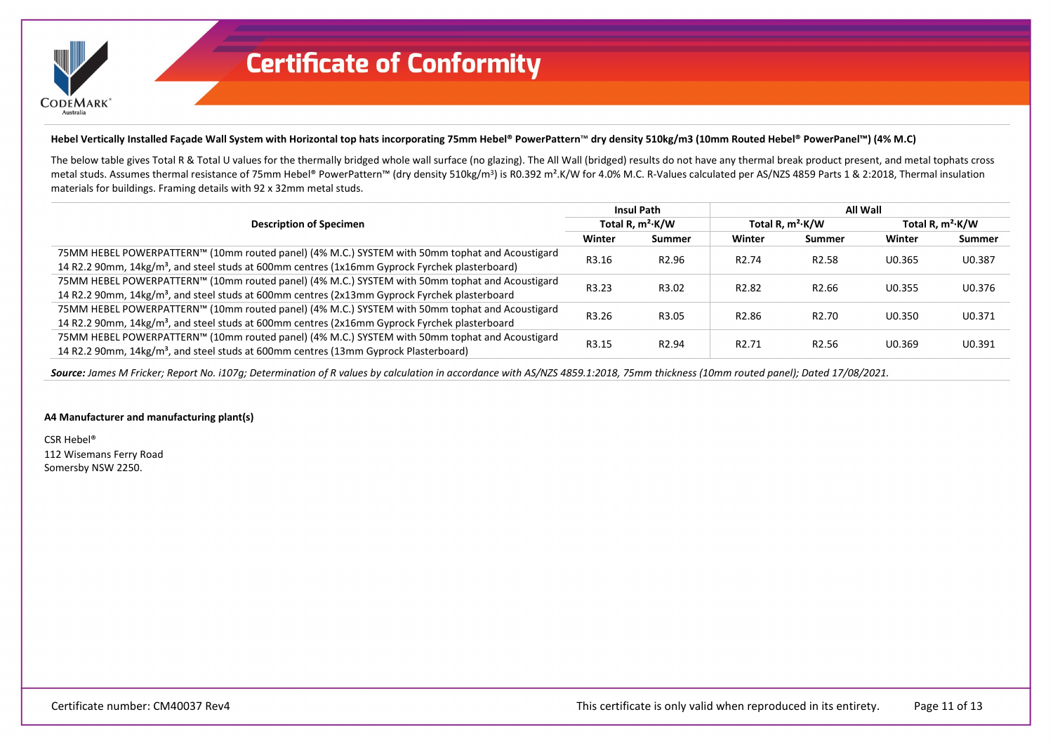**Hebel Vertically Installed Façade Wall System with Horizontal top hats incorporating 75mm Hebel® PowerPattern™ dry density 510kg/m3 (10mm Routed Hebel® PowerPanel™) (4% M.C)**

The below table gives Total R & Total U values for the thermally bridged whole wall surface (no glazing). The All Wall (bridged) results do not have any thermal break product present, and metal tophats cross metal studs. Assumes thermal resistance of 75mm Hebel® PowerPattern™ (dry density 510kg/m³) is R0.392 m².K/W for 4.0% M.C. R-Values calculated per AS/NZS 4859 Parts 1 & 2:2018, Thermal insulation materials for buildings. Framing details with 92 x 32mm metal studs.

| Description of Specimen | Insul Path | | All Wall | | | |
|---|---|---|---|---|---|---|
| | Total R, m²·K/W | | Total R, m²·K/W | | Total R, m²·K/W | |
| | Winter | Summer | Winter | Summer | Winter | Summer |
| 75MM HEBEL POWERPATTERN™ (10mm routed panel) (4% M.C.) SYSTEM with 50mm tophat and Acoustigard 14 R2.2 90mm, 14kg/m³, and steel studs at 600mm centres (1x16mm Gyprock Fyrchek plasterboard) | R3.16 | R2.96 | R2.74 | R2.58 | U0.365 | U0.387 |
| 75MM HEBEL POWERPATTERN™ (10mm routed panel) (4% M.C.) SYSTEM with 50mm tophat and Acoustigard 14 R2.2 90mm, 14kg/m³, and steel studs at 600mm centres (2x13mm Gyprock Fyrchek plasterboard | R3.23 | R3.02 | R2.82 | R2.66 | U0.355 | U0.376 |
| 75MM HEBEL POWERPATTERN™ (10mm routed panel) (4% M.C.) SYSTEM with 50mm tophat and Acoustigard 14 R2.2 90mm, 14kg/m³, and steel studs at 600mm centres (2x16mm Gyprock Fyrchek plasterboard | R3.26 | R3.05 | R2.86 | R2.70 | U0.350 | U0.371 |
| 75MM HEBEL POWERPATTERN™ (10mm routed panel) (4% M.C.) SYSTEM with 50mm tophat and Acoustigard 14 R2.2 90mm, 14kg/m³, and steel studs at 600mm centres (13mm Gyprock Plasterboard) | R3.15 | R2.94 | R2.71 | R2.56 | U0.369 | U0.391 |

***Source:*** *James M Fricker; Report No. i107g; Determination of R values by calculation in accordance with AS/NZS 4859.1:2018, 75mm thickness (10mm routed panel); Dated 17/08/2021.*

**A4 Manufacturer and manufacturing plant(s)**

CSR Hebel®
112 Wisemans Ferry Road
Somersby NSW 2250.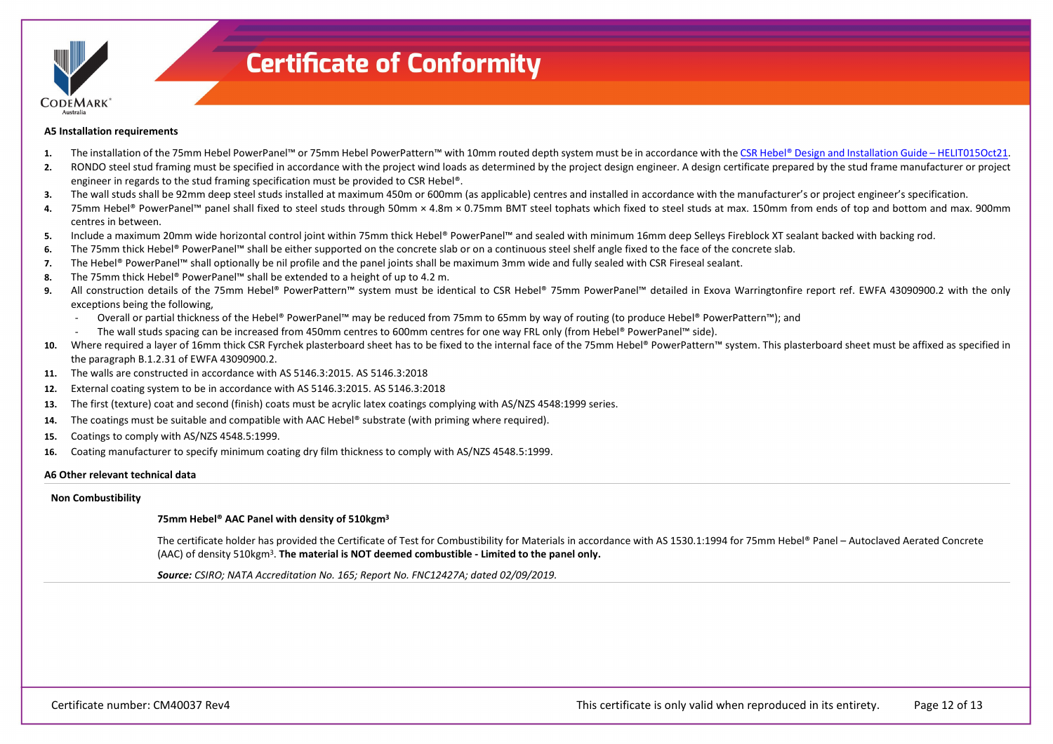#### A5 Installation requirements

1. The installation of the 75mm Hebel PowerPanel™ or 75mm Hebel PowerPattern™ with 10mm routed depth system must be in accordance with the CSR Hebel® Design and Installation Guide – HELIT015Oct21.
2. RONDO steel stud framing must be specified in accordance with the project wind loads as determined by the project design engineer. A design certificate prepared by the stud frame manufacturer or project engineer in regards to the stud framing specification must be provided to CSR Hebel®.
3. The wall studs shall be 92mm deep steel studs installed at maximum 450m or 600mm (as applicable) centres and installed in accordance with the manufacturer's or project engineer's specification.
4. 75mm Hebel® PowerPanel™ panel shall fixed to steel studs through 50mm × 4.8m × 0.75mm BMT steel tophats which fixed to steel studs at max. 150mm from ends of top and bottom and max. 900mm centres in between.
5. Include a maximum 20mm wide horizontal control joint within 75mm thick Hebel® PowerPanel™ and sealed with minimum 16mm deep Selleys Fireblock XT sealant backed with backing rod.
6. The 75mm thick Hebel® PowerPanel™ shall be either supported on the concrete slab or on a continuous steel shelf angle fixed to the face of the concrete slab.
7. The Hebel® PowerPanel™ shall optionally be nil profile and the panel joints shall be maximum 3mm wide and fully sealed with CSR Fireseal sealant.
8. The 75mm thick Hebel® PowerPanel™ shall be extended to a height of up to 4.2 m.
9. All construction details of the 75mm Hebel® PowerPattern™ system must be identical to CSR Hebel® 75mm PowerPanel™ detailed in Exova Warringtonfire report ref. EWFA 43090900.2 with the only exceptions being the following,
   - Overall or partial thickness of the Hebel® PowerPanel™ may be reduced from 75mm to 65mm by way of routing (to produce Hebel® PowerPattern™); and
   - The wall studs spacing can be increased from 450mm centres to 600mm centres for one way FRL only (from Hebel® PowerPanel™ side).
10. Where required a layer of 16mm thick CSR Fyrchek plasterboard sheet has to be fixed to the internal face of the 75mm Hebel® PowerPattern™ system. This plasterboard sheet must be affixed as specified in the paragraph B.1.2.31 of EWFA 43090900.2.
11. The walls are constructed in accordance with AS 5146.3:2015. AS 5146.3:2018
12. External coating system to be in accordance with AS 5146.3:2015. AS 5146.3:2018
13. The first (texture) coat and second (finish) coats must be acrylic latex coatings complying with AS/NZS 4548:1999 series.
14. The coatings must be suitable and compatible with AAC Hebel® substrate (with priming where required).
15. Coatings to comply with AS/NZS 4548.5:1999.
16. Coating manufacturer to specify minimum coating dry film thickness to comply with AS/NZS 4548.5:1999.

#### A6 Other relevant technical data

**Non Combustibility**

**75mm Hebel® AAC Panel with density of 510kgm³**

The certificate holder has provided the Certificate of Test for Combustibility for Materials in accordance with AS 1530.1:1994 for 75mm Hebel® Panel – Autoclaved Aerated Concrete (AAC) of density 510kgm³. **The material is NOT deemed combustible - Limited to the panel only.**

***Source:*** *CSIRO; NATA Accreditation No. 165; Report No. FNC12427A; dated 02/09/2019.*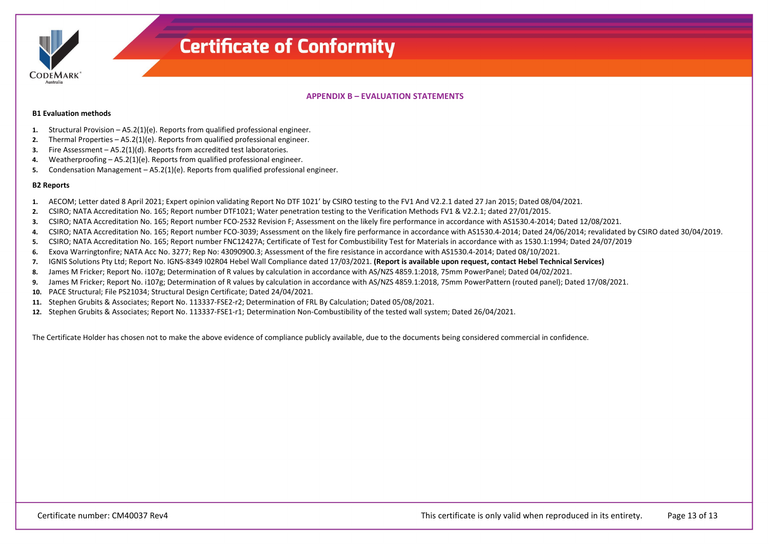## APPENDIX B – EVALUATION STATEMENTS

### B1 Evaluation methods

1. Structural Provision – A5.2(1)(e). Reports from qualified professional engineer.
2. Thermal Properties – A5.2(1)(e). Reports from qualified professional engineer.
3. Fire Assessment – A5.2(1)(d). Reports from accredited test laboratories.
4. Weatherproofing – A5.2(1)(e). Reports from qualified professional engineer.
5. Condensation Management – A5.2(1)(e). Reports from qualified professional engineer.

### B2 Reports

1. AECOM; Letter dated 8 April 2021; Expert opinion validating Report No DTF 1021' by CSIRO testing to the FV1 And V2.2.1 dated 27 Jan 2015; Dated 08/04/2021.
2. CSIRO; NATA Accreditation No. 165; Report number DTF1021; Water penetration testing to the Verification Methods FV1 & V2.2.1; dated 27/01/2015.
3. CSIRO; NATA Accreditation No. 165; Report number FCO-2532 Revision F; Assessment on the likely fire performance in accordance with AS1530.4-2014; Dated 12/08/2021.
4. CSIRO; NATA Accreditation No. 165; Report number FCO-3039; Assessment on the likely fire performance in accordance with AS1530.4-2014; Dated 24/06/2014; revalidated by CSIRO dated 30/04/2019.
5. CSIRO; NATA Accreditation No. 165; Report number FNC12427A; Certificate of Test for Combustibility Test for Materials in accordance with as 1530.1:1994; Dated 24/07/2019
6. Exova Warringtonfire; NATA Acc No. 3277; Rep No: 43090900.3; Assessment of the fire resistance in accordance with AS1530.4-2014; Dated 08/10/2021.
7. IGNIS Solutions Pty Ltd; Report No. IGNS-8349 I02R04 Hebel Wall Compliance dated 17/03/2021. **(Report is available upon request, contact Hebel Technical Services)**
8. James M Fricker; Report No. i107g; Determination of R values by calculation in accordance with AS/NZS 4859.1:2018, 75mm PowerPanel; Dated 04/02/2021.
9. James M Fricker; Report No. i107g; Determination of R values by calculation in accordance with AS/NZS 4859.1:2018, 75mm PowerPattern (routed panel); Dated 17/08/2021.
10. PACE Structural; File PS21034; Structural Design Certificate; Dated 24/04/2021.
11. Stephen Grubits & Associates; Report No. 113337-FSE2-r2; Determination of FRL By Calculation; Dated 05/08/2021.
12. Stephen Grubits & Associates; Report No. 113337-FSE1-r1; Determination Non-Combustibility of the tested wall system; Dated 26/04/2021.

The Certificate Holder has chosen not to make the above evidence of compliance publicly available, due to the documents being considered commercial in confidence.